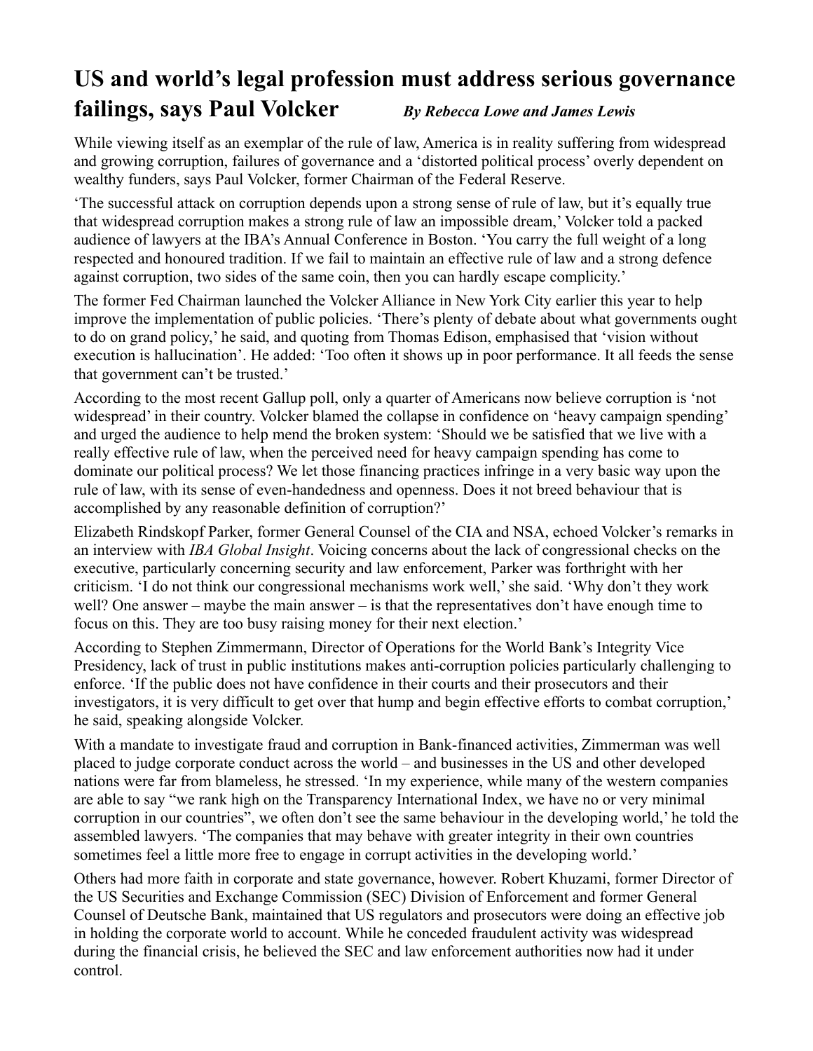# US and world's legal profession must address serious governance failings, says Paul Volcker

***By Rebecca Lowe and James Lewis***

While viewing itself as an exemplar of the rule of law, America is in reality suffering from widespread and growing corruption, failures of governance and a 'distorted political process' overly dependent on wealthy funders, says Paul Volcker, former Chairman of the Federal Reserve.

'The successful attack on corruption depends upon a strong sense of rule of law, but it's equally true that widespread corruption makes a strong rule of law an impossible dream,' Volcker told a packed audience of lawyers at the IBA's Annual Conference in Boston. 'You carry the full weight of a long respected and honoured tradition. If we fail to maintain an effective rule of law and a strong defence against corruption, two sides of the same coin, then you can hardly escape complicity.'

The former Fed Chairman launched the Volcker Alliance in New York City earlier this year to help improve the implementation of public policies. 'There's plenty of debate about what governments ought to do on grand policy,' he said, and quoting from Thomas Edison, emphasised that 'vision without execution is hallucination'. He added: 'Too often it shows up in poor performance. It all feeds the sense that government can't be trusted.'

According to the most recent Gallup poll, only a quarter of Americans now believe corruption is 'not widespread' in their country. Volcker blamed the collapse in confidence on 'heavy campaign spending' and urged the audience to help mend the broken system: 'Should we be satisfied that we live with a really effective rule of law, when the perceived need for heavy campaign spending has come to dominate our political process? We let those financing practices infringe in a very basic way upon the rule of law, with its sense of even-handedness and openness. Does it not breed behaviour that is accomplished by any reasonable definition of corruption?'

Elizabeth Rindskopf Parker, former General Counsel of the CIA and NSA, echoed Volcker's remarks in an interview with *IBA Global Insight*. Voicing concerns about the lack of congressional checks on the executive, particularly concerning security and law enforcement, Parker was forthright with her criticism. 'I do not think our congressional mechanisms work well,' she said. 'Why don't they work well? One answer – maybe the main answer – is that the representatives don't have enough time to focus on this. They are too busy raising money for their next election.'

According to Stephen Zimmermann, Director of Operations for the World Bank's Integrity Vice Presidency, lack of trust in public institutions makes anti-corruption policies particularly challenging to enforce. 'If the public does not have confidence in their courts and their prosecutors and their investigators, it is very difficult to get over that hump and begin effective efforts to combat corruption,' he said, speaking alongside Volcker.

With a mandate to investigate fraud and corruption in Bank-financed activities, Zimmerman was well placed to judge corporate conduct across the world – and businesses in the US and other developed nations were far from blameless, he stressed. 'In my experience, while many of the western companies are able to say "we rank high on the Transparency International Index, we have no or very minimal corruption in our countries", we often don't see the same behaviour in the developing world,' he told the assembled lawyers. 'The companies that may behave with greater integrity in their own countries sometimes feel a little more free to engage in corrupt activities in the developing world.'

Others had more faith in corporate and state governance, however. Robert Khuzami, former Director of the US Securities and Exchange Commission (SEC) Division of Enforcement and former General Counsel of Deutsche Bank, maintained that US regulators and prosecutors were doing an effective job in holding the corporate world to account. While he conceded fraudulent activity was widespread during the financial crisis, he believed the SEC and law enforcement authorities now had it under control.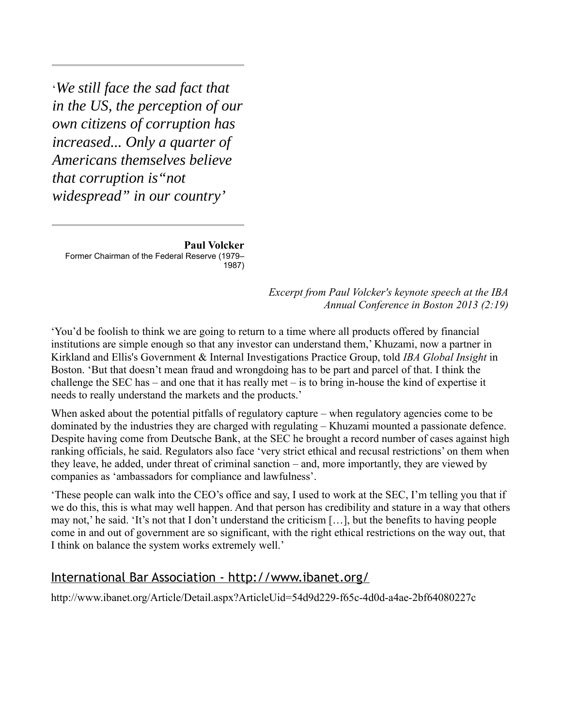---

*‘We still face the sad fact that in the US, the perception of our own citizens of corruption has increased... Only a quarter of Americans themselves believe that corruption is“not widespread” in our country’*

---

**Paul Volcker**
Former Chairman of the Federal Reserve (1979–1987)

*Excerpt from Paul Volcker's keynote speech at the IBA Annual Conference in Boston 2013 (2:19)*

‘You’d be foolish to think we are going to return to a time where all products offered by financial institutions are simple enough so that any investor can understand them,’ Khuzami, now a partner in Kirkland and Ellis's Government & Internal Investigations Practice Group, told *IBA Global Insight* in Boston. ‘But that doesn’t mean fraud and wrongdoing has to be part and parcel of that. I think the challenge the SEC has – and one that it has really met – is to bring in-house the kind of expertise it needs to really understand the markets and the products.’

When asked about the potential pitfalls of regulatory capture – when regulatory agencies come to be dominated by the industries they are charged with regulating – Khuzami mounted a passionate defence. Despite having come from Deutsche Bank, at the SEC he brought a record number of cases against high ranking officials, he said. Regulators also face ‘very strict ethical and recusal restrictions’ on them when they leave, he added, under threat of criminal sanction – and, more importantly, they are viewed by companies as ‘ambassadors for compliance and lawfulness’.

‘These people can walk into the CEO’s office and say, I used to work at the SEC, I’m telling you that if we do this, this is what may well happen. And that person has credibility and stature in a way that others may not,’ he said. ‘It’s not that I don’t understand the criticism […], but the benefits to having people come in and out of government are so significant, with the right ethical restrictions on the way out, that I think on balance the system works extremely well.’

## International Bar Association - http://www.ibanet.org/

http://www.ibanet.org/Article/Detail.aspx?ArticleUid=54d9d229-f65c-4d0d-a4ae-2bf64080227c